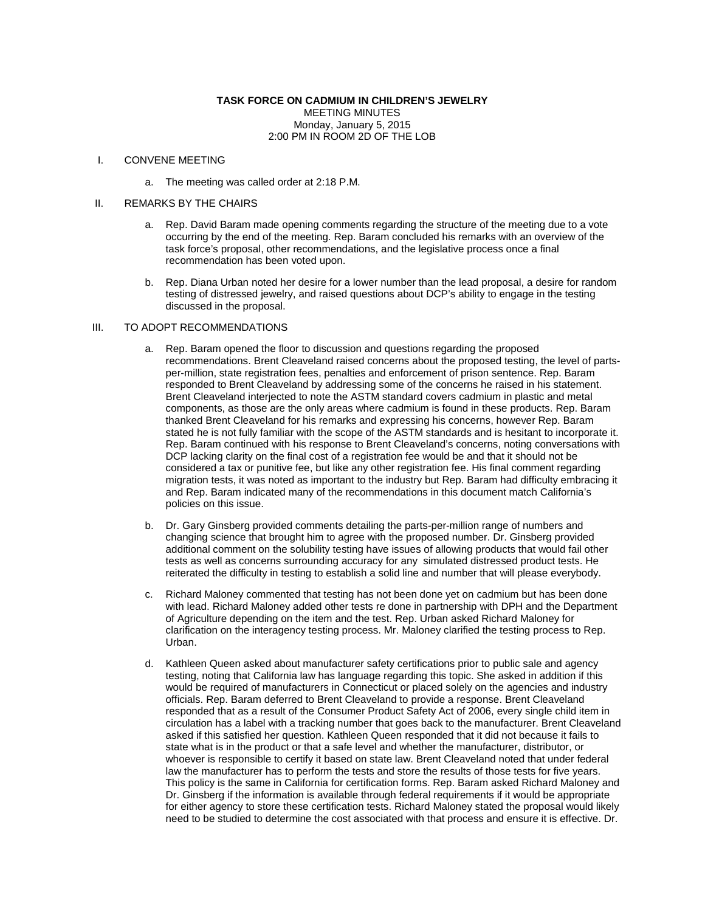**TASK FORCE ON CADMIUM IN CHILDREN'S JEWELRY**
MEETING MINUTES
Monday, January 5, 2015
2:00 PM IN ROOM 2D OF THE LOB

I. CONVENE MEETING

a. The meeting was called order at 2:18 P.M.

II. REMARKS BY THE CHAIRS

a. Rep. David Baram made opening comments regarding the structure of the meeting due to a vote occurring by the end of the meeting. Rep. Baram concluded his remarks with an overview of the task force's proposal, other recommendations, and the legislative process once a final recommendation has been voted upon.

b. Rep. Diana Urban noted her desire for a lower number than the lead proposal, a desire for random testing of distressed jewelry, and raised questions about DCP's ability to engage in the testing discussed in the proposal.

III. TO ADOPT RECOMMENDATIONS

a. Rep. Baram opened the floor to discussion and questions regarding the proposed recommendations. Brent Cleaveland raised concerns about the proposed testing, the level of parts-per-million, state registration fees, penalties and enforcement of prison sentence. Rep. Baram responded to Brent Cleaveland by addressing some of the concerns he raised in his statement. Brent Cleaveland interjected to note the ASTM standard covers cadmium in plastic and metal components, as those are the only areas where cadmium is found in these products. Rep. Baram thanked Brent Cleaveland for his remarks and expressing his concerns, however Rep. Baram stated he is not fully familiar with the scope of the ASTM standards and is hesitant to incorporate it. Rep. Baram continued with his response to Brent Cleaveland's concerns, noting conversations with DCP lacking clarity on the final cost of a registration fee would be and that it should not be considered a tax or punitive fee, but like any other registration fee. His final comment regarding migration tests, it was noted as important to the industry but Rep. Baram had difficulty embracing it and Rep. Baram indicated many of the recommendations in this document match California's policies on this issue.

b. Dr. Gary Ginsberg provided comments detailing the parts-per-million range of numbers and changing science that brought him to agree with the proposed number. Dr. Ginsberg provided additional comment on the solubility testing have issues of allowing products that would fail other tests as well as concerns surrounding accuracy for any simulated distressed product tests. He reiterated the difficulty in testing to establish a solid line and number that will please everybody.

c. Richard Maloney commented that testing has not been done yet on cadmium but has been done with lead. Richard Maloney added other tests re done in partnership with DPH and the Department of Agriculture depending on the item and the test. Rep. Urban asked Richard Maloney for clarification on the interagency testing process. Mr. Maloney clarified the testing process to Rep. Urban.

d. Kathleen Queen asked about manufacturer safety certifications prior to public sale and agency testing, noting that California law has language regarding this topic. She asked in addition if this would be required of manufacturers in Connecticut or placed solely on the agencies and industry officials. Rep. Baram deferred to Brent Cleaveland to provide a response. Brent Cleaveland responded that as a result of the Consumer Product Safety Act of 2006, every single child item in circulation has a label with a tracking number that goes back to the manufacturer. Brent Cleaveland asked if this satisfied her question. Kathleen Queen responded that it did not because it fails to state what is in the product or that a safe level and whether the manufacturer, distributor, or whoever is responsible to certify it based on state law. Brent Cleaveland noted that under federal law the manufacturer has to perform the tests and store the results of those tests for five years. This policy is the same in California for certification forms. Rep. Baram asked Richard Maloney and Dr. Ginsberg if the information is available through federal requirements if it would be appropriate for either agency to store these certification tests. Richard Maloney stated the proposal would likely need to be studied to determine the cost associated with that process and ensure it is effective. Dr.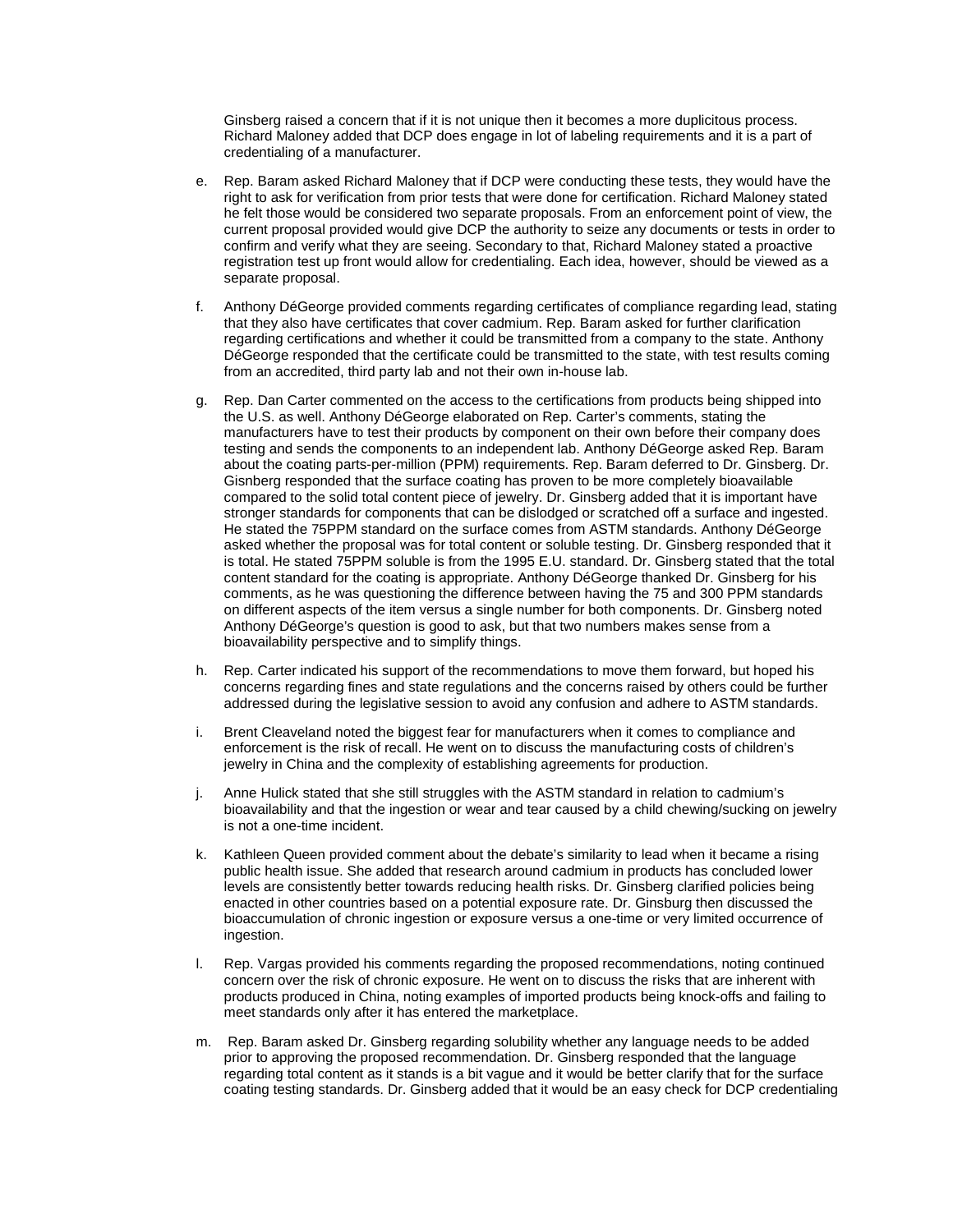Ginsberg raised a concern that if it is not unique then it becomes a more duplicitous process. Richard Maloney added that DCP does engage in lot of labeling requirements and it is a part of credentialing of a manufacturer.

e. Rep. Baram asked Richard Maloney that if DCP were conducting these tests, they would have the right to ask for verification from prior tests that were done for certification. Richard Maloney stated he felt those would be considered two separate proposals. From an enforcement point of view, the current proposal provided would give DCP the authority to seize any documents or tests in order to confirm and verify what they are seeing. Secondary to that, Richard Maloney stated a proactive registration test up front would allow for credentialing. Each idea, however, should be viewed as a separate proposal.

f. Anthony DéGeorge provided comments regarding certificates of compliance regarding lead, stating that they also have certificates that cover cadmium. Rep. Baram asked for further clarification regarding certifications and whether it could be transmitted from a company to the state. Anthony DéGeorge responded that the certificate could be transmitted to the state, with test results coming from an accredited, third party lab and not their own in-house lab.

g. Rep. Dan Carter commented on the access to the certifications from products being shipped into the U.S. as well. Anthony DéGeorge elaborated on Rep. Carter's comments, stating the manufacturers have to test their products by component on their own before their company does testing and sends the components to an independent lab. Anthony DéGeorge asked Rep. Baram about the coating parts-per-million (PPM) requirements. Rep. Baram deferred to Dr. Ginsberg. Dr. Gisnberg responded that the surface coating has proven to be more completely bioavailable compared to the solid total content piece of jewelry. Dr. Ginsberg added that it is important have stronger standards for components that can be dislodged or scratched off a surface and ingested. He stated the 75PPM standard on the surface comes from ASTM standards. Anthony DéGeorge asked whether the proposal was for total content or soluble testing. Dr. Ginsberg responded that it is total. He stated 75PPM soluble is from the 1995 E.U. standard. Dr. Ginsberg stated that the total content standard for the coating is appropriate. Anthony DéGeorge thanked Dr. Ginsberg for his comments, as he was questioning the difference between having the 75 and 300 PPM standards on different aspects of the item versus a single number for both components. Dr. Ginsberg noted Anthony DéGeorge's question is good to ask, but that two numbers makes sense from a bioavailability perspective and to simplify things.

h. Rep. Carter indicated his support of the recommendations to move them forward, but hoped his concerns regarding fines and state regulations and the concerns raised by others could be further addressed during the legislative session to avoid any confusion and adhere to ASTM standards.

i. Brent Cleaveland noted the biggest fear for manufacturers when it comes to compliance and enforcement is the risk of recall. He went on to discuss the manufacturing costs of children's jewelry in China and the complexity of establishing agreements for production.

j. Anne Hulick stated that she still struggles with the ASTM standard in relation to cadmium's bioavailability and that the ingestion or wear and tear caused by a child chewing/sucking on jewelry is not a one-time incident.

k. Kathleen Queen provided comment about the debate's similarity to lead when it became a rising public health issue. She added that research around cadmium in products has concluded lower levels are consistently better towards reducing health risks. Dr. Ginsberg clarified policies being enacted in other countries based on a potential exposure rate. Dr. Ginsburg then discussed the bioaccumulation of chronic ingestion or exposure versus a one-time or very limited occurrence of ingestion.

l. Rep. Vargas provided his comments regarding the proposed recommendations, noting continued concern over the risk of chronic exposure. He went on to discuss the risks that are inherent with products produced in China, noting examples of imported products being knock-offs and failing to meet standards only after it has entered the marketplace.

m. Rep. Baram asked Dr. Ginsberg regarding solubility whether any language needs to be added prior to approving the proposed recommendation. Dr. Ginsberg responded that the language regarding total content as it stands is a bit vague and it would be better clarify that for the surface coating testing standards. Dr. Ginsberg added that it would be an easy check for DCP credentialing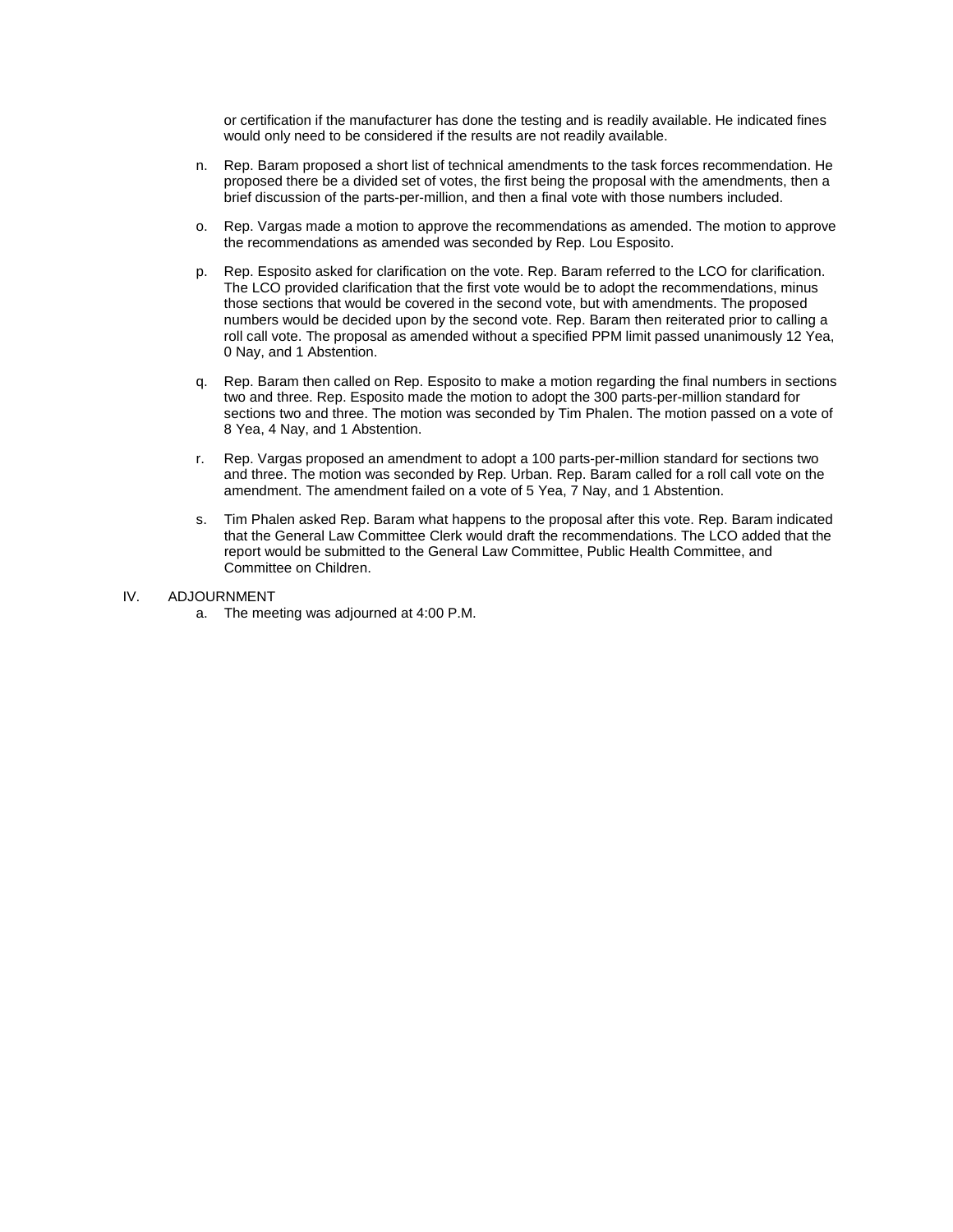or certification if the manufacturer has done the testing and is readily available. He indicated fines would only need to be considered if the results are not readily available.

n. Rep. Baram proposed a short list of technical amendments to the task forces recommendation. He proposed there be a divided set of votes, the first being the proposal with the amendments, then a brief discussion of the parts-per-million, and then a final vote with those numbers included.

o. Rep. Vargas made a motion to approve the recommendations as amended. The motion to approve the recommendations as amended was seconded by Rep. Lou Esposito.

p. Rep. Esposito asked for clarification on the vote. Rep. Baram referred to the LCO for clarification. The LCO provided clarification that the first vote would be to adopt the recommendations, minus those sections that would be covered in the second vote, but with amendments. The proposed numbers would be decided upon by the second vote. Rep. Baram then reiterated prior to calling a roll call vote. The proposal as amended without a specified PPM limit passed unanimously 12 Yea, 0 Nay, and 1 Abstention.

q. Rep. Baram then called on Rep. Esposito to make a motion regarding the final numbers in sections two and three. Rep. Esposito made the motion to adopt the 300 parts-per-million standard for sections two and three. The motion was seconded by Tim Phalen. The motion passed on a vote of 8 Yea, 4 Nay, and 1 Abstention.

r. Rep. Vargas proposed an amendment to adopt a 100 parts-per-million standard for sections two and three. The motion was seconded by Rep. Urban. Rep. Baram called for a roll call vote on the amendment. The amendment failed on a vote of 5 Yea, 7 Nay, and 1 Abstention.

s. Tim Phalen asked Rep. Baram what happens to the proposal after this vote. Rep. Baram indicated that the General Law Committee Clerk would draft the recommendations. The LCO added that the report would be submitted to the General Law Committee, Public Health Committee, and Committee on Children.

IV. ADJOURNMENT

a. The meeting was adjourned at 4:00 P.M.